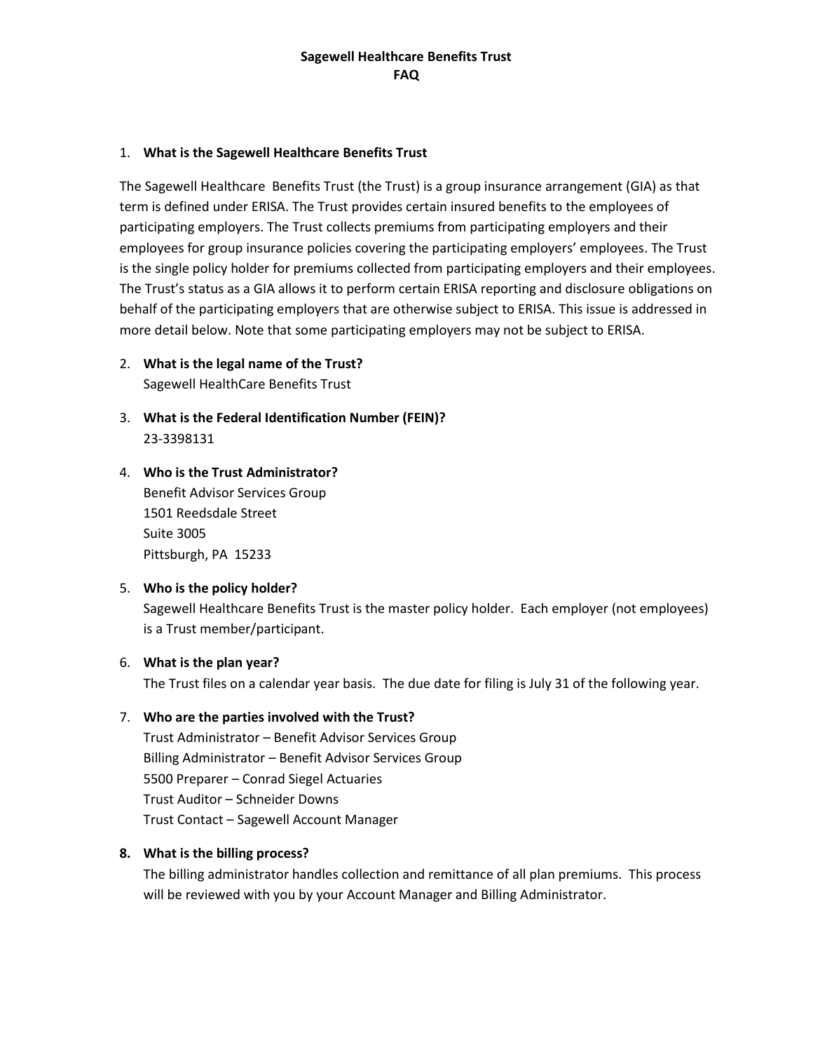# Sagewell Healthcare Benefits Trust
# FAQ

1. **What is the Sagewell Healthcare Benefits Trust**

The Sagewell Healthcare Benefits Trust (the Trust) is a group insurance arrangement (GIA) as that term is defined under ERISA. The Trust provides certain insured benefits to the employees of participating employers. The Trust collects premiums from participating employers and their employees for group insurance policies covering the participating employers' employees. The Trust is the single policy holder for premiums collected from participating employers and their employees. The Trust's status as a GIA allows it to perform certain ERISA reporting and disclosure obligations on behalf of the participating employers that are otherwise subject to ERISA. This issue is addressed in more detail below. Note that some participating employers may not be subject to ERISA.

2. **What is the legal name of the Trust?**
   Sagewell HealthCare Benefits Trust

3. **What is the Federal Identification Number (FEIN)?**
   23-3398131

4. **Who is the Trust Administrator?**
   Benefit Advisor Services Group
   1501 Reedsdale Street
   Suite 3005
   Pittsburgh, PA 15233

5. **Who is the policy holder?**
   Sagewell Healthcare Benefits Trust is the master policy holder. Each employer (not employees) is a Trust member/participant.

6. **What is the plan year?**
   The Trust files on a calendar year basis. The due date for filing is July 31 of the following year.

7. **Who are the parties involved with the Trust?**
   Trust Administrator – Benefit Advisor Services Group
   Billing Administrator – Benefit Advisor Services Group
   5500 Preparer – Conrad Siegel Actuaries
   Trust Auditor – Schneider Downs
   Trust Contact – Sagewell Account Manager

8. **What is the billing process?**
   The billing administrator handles collection and remittance of all plan premiums. This process will be reviewed with you by your Account Manager and Billing Administrator.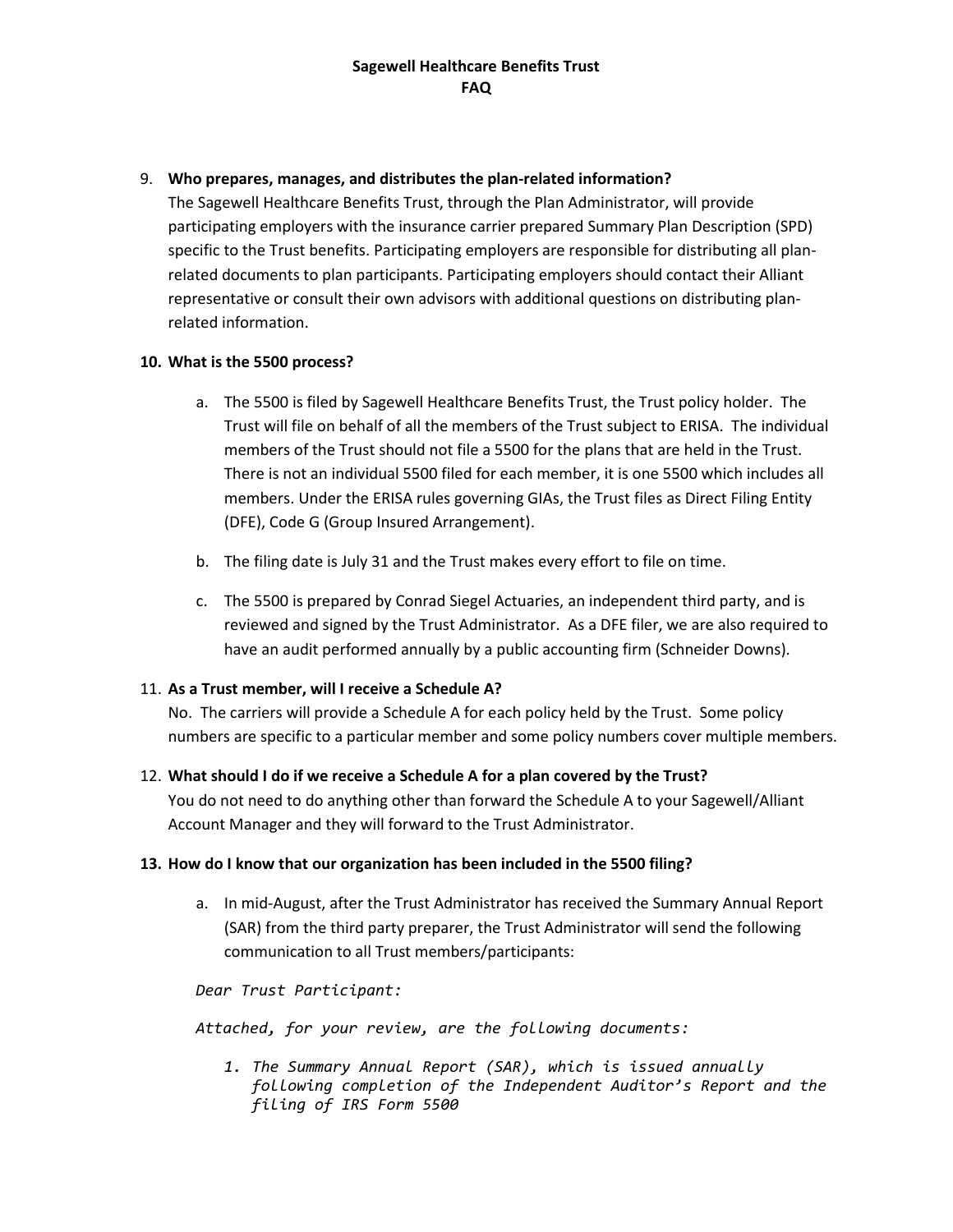**Sagewell Healthcare Benefits Trust**
**FAQ**

9. **Who prepares, manages, and distributes the plan-related information?**
   The Sagewell Healthcare Benefits Trust, through the Plan Administrator, will provide participating employers with the insurance carrier prepared Summary Plan Description (SPD) specific to the Trust benefits. Participating employers are responsible for distributing all plan-related documents to plan participants. Participating employers should contact their Alliant representative or consult their own advisors with additional questions on distributing plan-related information.

10. **What is the 5500 process?**

    a. The 5500 is filed by Sagewell Healthcare Benefits Trust, the Trust policy holder. The Trust will file on behalf of all the members of the Trust subject to ERISA. The individual members of the Trust should not file a 5500 for the plans that are held in the Trust. There is not an individual 5500 filed for each member, it is one 5500 which includes all members. Under the ERISA rules governing GIAs, the Trust files as Direct Filing Entity (DFE), Code G (Group Insured Arrangement).

    b. The filing date is July 31 and the Trust makes every effort to file on time.

    c. The 5500 is prepared by Conrad Siegel Actuaries, an independent third party, and is reviewed and signed by the Trust Administrator. As a DFE filer, we are also required to have an audit performed annually by a public accounting firm (Schneider Downs).

11. **As a Trust member, will I receive a Schedule A?**
    No. The carriers will provide a Schedule A for each policy held by the Trust. Some policy numbers are specific to a particular member and some policy numbers cover multiple members.

12. **What should I do if we receive a Schedule A for a plan covered by the Trust?**
    You do not need to do anything other than forward the Schedule A to your Sagewell/Alliant Account Manager and they will forward to the Trust Administrator.

13. **How do I know that our organization has been included in the 5500 filing?**

    a. In mid-August, after the Trust Administrator has received the Summary Annual Report (SAR) from the third party preparer, the Trust Administrator will send the following communication to all Trust members/participants:

    *Dear Trust Participant:*

    *Attached, for your review, are the following documents:*

    1. *The Summary Annual Report (SAR), which is issued annually following completion of the Independent Auditor's Report and the filing of IRS Form 5500*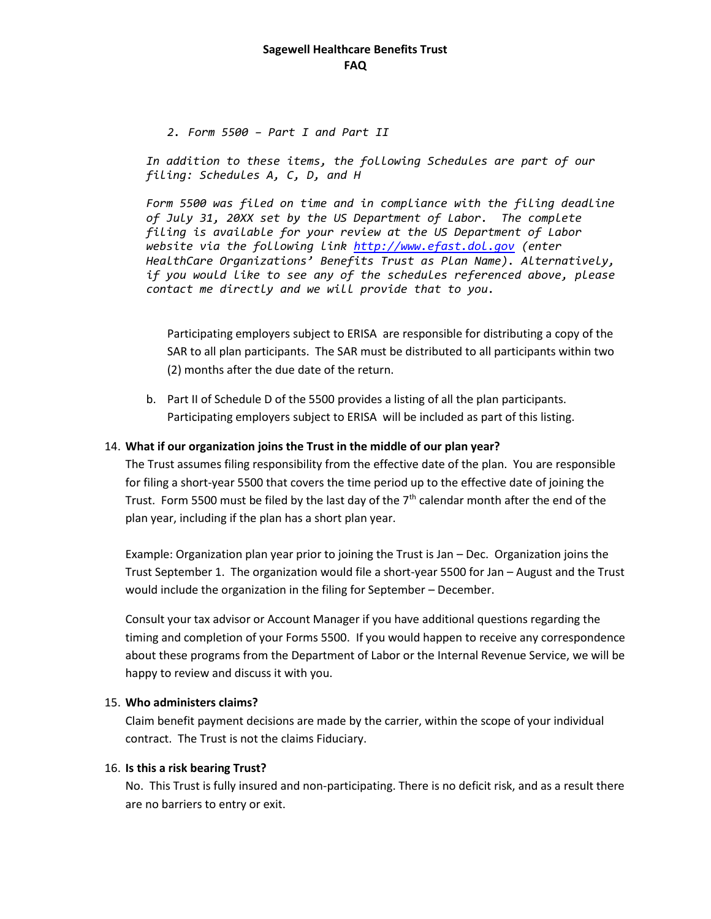2. *Form 5500 – Part I and Part II*

*In addition to these items, the following Schedules are part of our filing: Schedules A, C, D, and H*

*Form 5500 was filed on time and in compliance with the filing deadline of July 31, 20XX set by the US Department of Labor. The complete filing is available for your review at the US Department of Labor website via the following link [http://www.efast.dol.gov](http://www.efast.dol.gov) (enter HealthCare Organizations' Benefits Trust as Plan Name). Alternatively, if you would like to see any of the schedules referenced above, please contact me directly and we will provide that to you.*

Participating employers subject to ERISA are responsible for distributing a copy of the SAR to all plan participants. The SAR must be distributed to all participants within two (2) months after the due date of the return.

b. Part II of Schedule D of the 5500 provides a listing of all the plan participants. Participating employers subject to ERISA will be included as part of this listing.

14. **What if our organization joins the Trust in the middle of our plan year?**

The Trust assumes filing responsibility from the effective date of the plan. You are responsible for filing a short-year 5500 that covers the time period up to the effective date of joining the Trust. Form 5500 must be filed by the last day of the 7th calendar month after the end of the plan year, including if the plan has a short plan year.

Example: Organization plan year prior to joining the Trust is Jan – Dec. Organization joins the Trust September 1. The organization would file a short-year 5500 for Jan – August and the Trust would include the organization in the filing for September – December.

Consult your tax advisor or Account Manager if you have additional questions regarding the timing and completion of your Forms 5500. If you would happen to receive any correspondence about these programs from the Department of Labor or the Internal Revenue Service, we will be happy to review and discuss it with you.

15. **Who administers claims?**

Claim benefit payment decisions are made by the carrier, within the scope of your individual contract. The Trust is not the claims Fiduciary.

16. **Is this a risk bearing Trust?**

No. This Trust is fully insured and non-participating. There is no deficit risk, and as a result there are no barriers to entry or exit.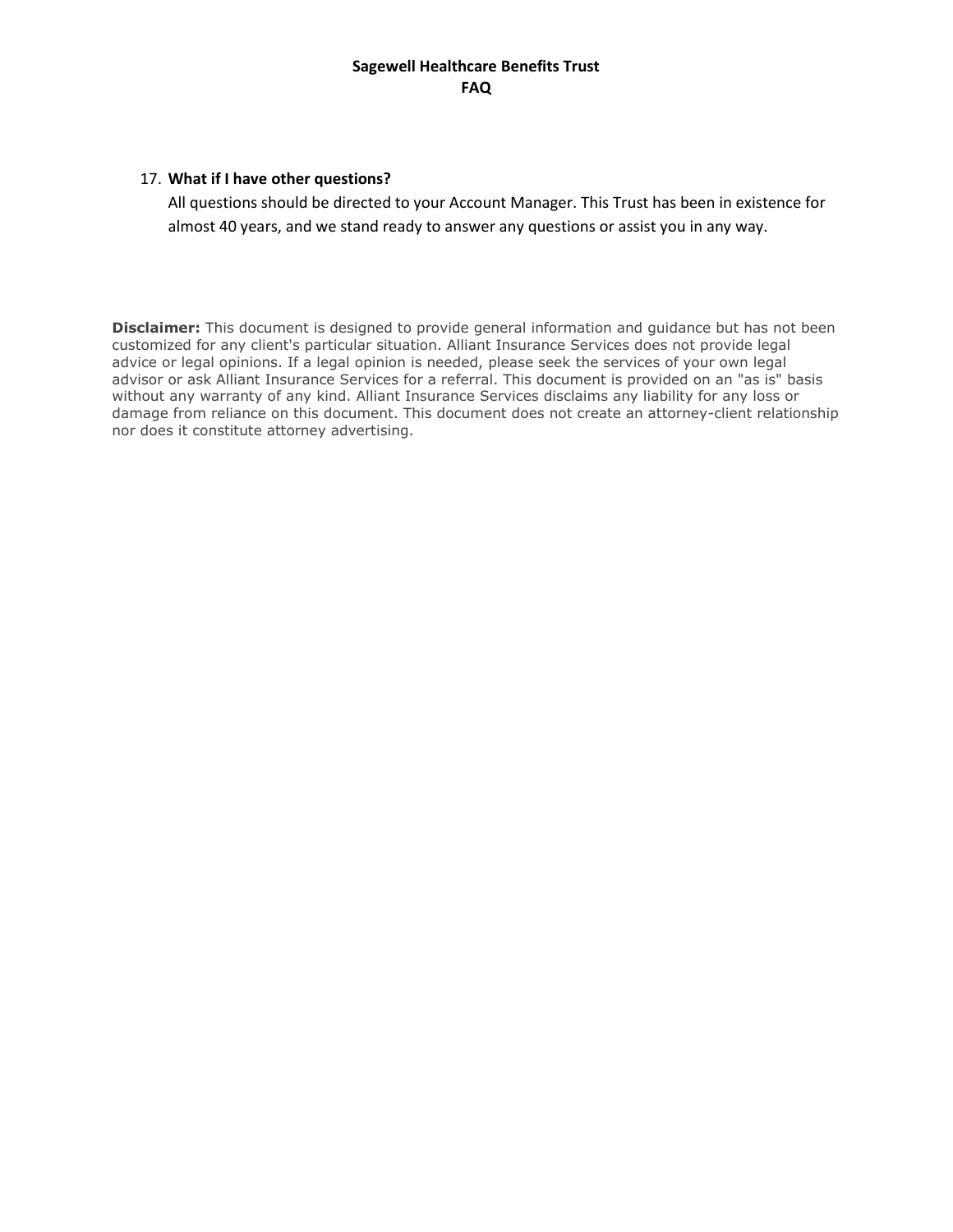17. **What if I have other questions?**
    All questions should be directed to your Account Manager. This Trust has been in existence for almost 40 years, and we stand ready to answer any questions or assist you in any way.

**Disclaimer:** This document is designed to provide general information and guidance but has not been customized for any client's particular situation. Alliant Insurance Services does not provide legal advice or legal opinions. If a legal opinion is needed, please seek the services of your own legal advisor or ask Alliant Insurance Services for a referral. This document is provided on an "as is" basis without any warranty of any kind. Alliant Insurance Services disclaims any liability for any loss or damage from reliance on this document. This document does not create an attorney-client relationship nor does it constitute attorney advertising.